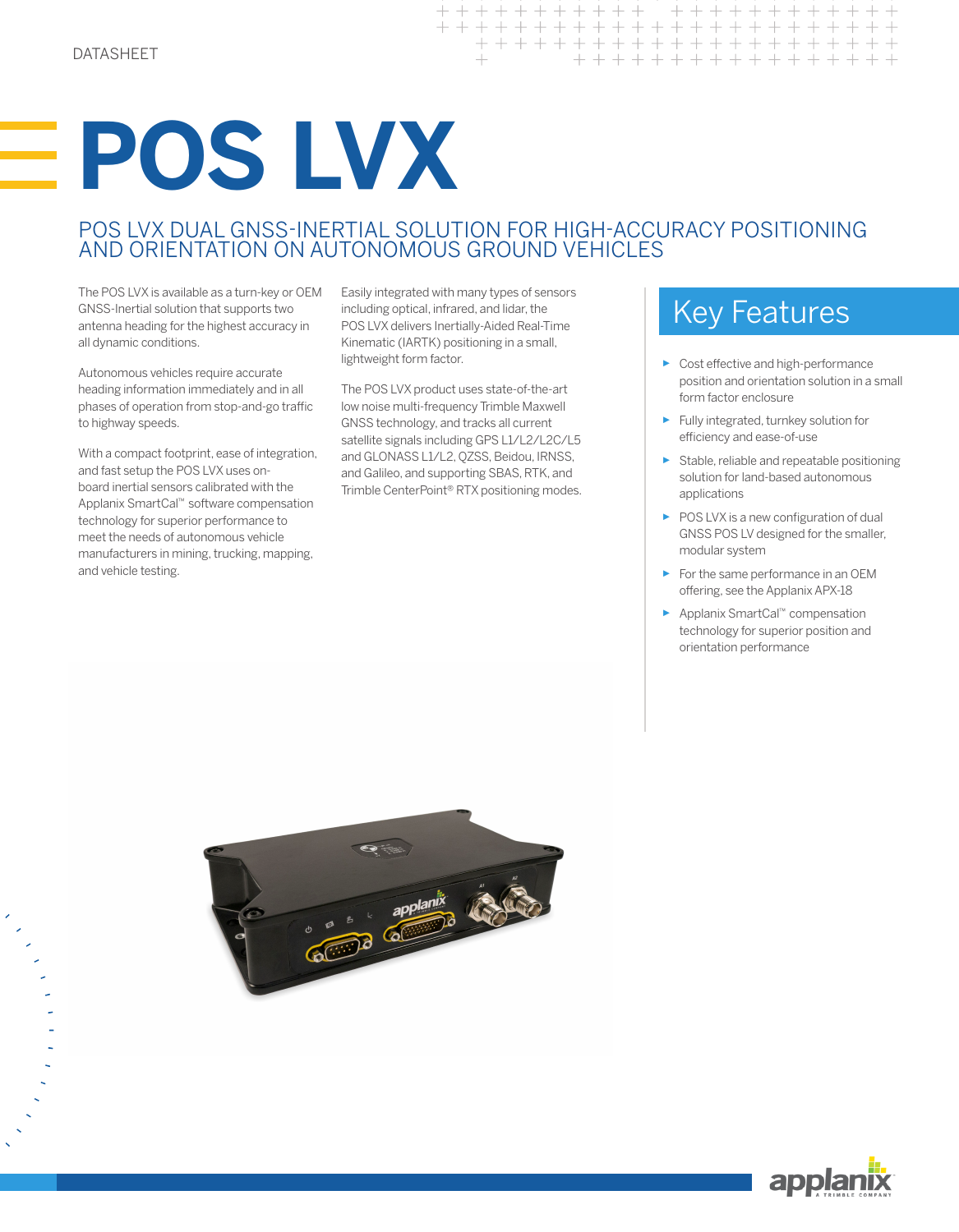DATASHEET

# POS LVX

## POS LVX DUAL GNSS-INERTIAL SOLUTION FOR HIGH-ACCURACY POSITIONING AND ORIENTATION ON AUTONOMOUS GROUND VEHICLES

The POS LVX is available as a turn-key or OEM GNSS-Inertial solution that supports two antenna heading for the highest accuracy in all dynamic conditions.

Autonomous vehicles require accurate heading information immediately and in all phases of operation from stop-and-go traffic to highway speeds.

With a compact footprint, ease of integration, and fast setup the POS LVX uses on-board inertial sensors calibrated with the Applanix SmartCal™ software compensation technology for superior performance to meet the needs of autonomous vehicle manufacturers in mining, trucking, mapping, and vehicle testing.

Easily integrated with many types of sensors including optical, infrared, and lidar, the POS LVX delivers Inertially-Aided Real-Time Kinematic (IARTK) positioning in a small, lightweight form factor.

The POS LVX product uses state-of-the-art low noise multi-frequency Trimble Maxwell GNSS technology, and tracks all current satellite signals including GPS L1/L2/L2C/L5 and GLONASS L1/L2, QZSS, Beidou, IRNSS, and Galileo, and supporting SBAS, RTK, and Trimble CenterPoint® RTX positioning modes.

## Key Features

- Cost effective and high-performance position and orientation solution in a small form factor enclosure
- Fully integrated, turnkey solution for efficiency and ease-of-use
- Stable, reliable and repeatable positioning solution for land-based autonomous applications
- POS LVX is a new configuration of dual GNSS POS LV designed for the smaller, modular system
- For the same performance in an OEM offering, see the Applanix APX-18
- Applanix SmartCal™ compensation technology for superior position and orientation performance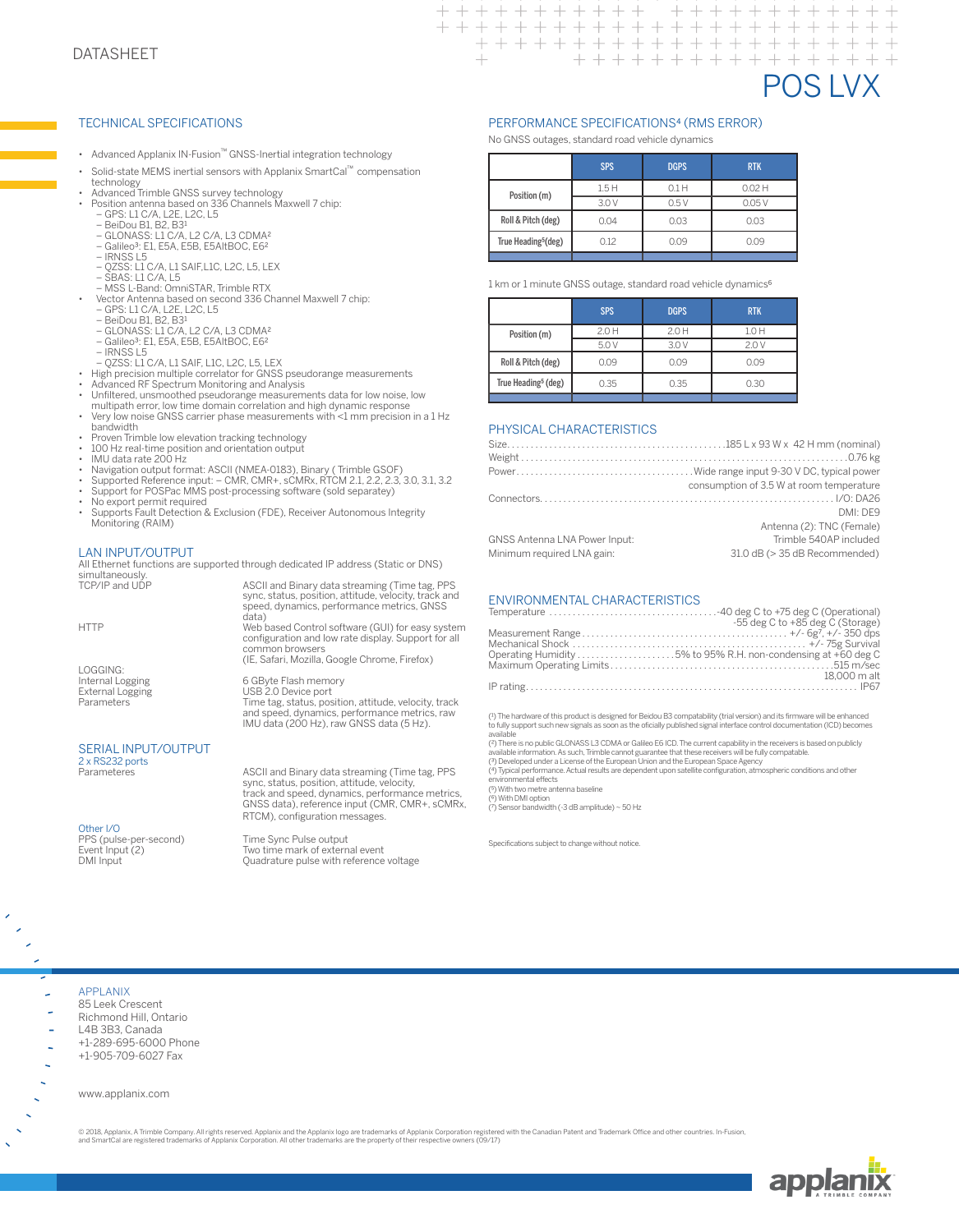DATASHEET

# POS LVX

## TECHNICAL SPECIFICATIONS

- Advanced Applanix IN-Fusion™ GNSS-Inertial integration technology
- Solid-state MEMS inertial sensors with Applanix SmartCal™ compensation technology
- Advanced Trimble GNSS survey technology
- Position antenna based on 336 Channels Maxwell 7 chip:
  - GPS: L1 C/A, L2E, L2C, L5
  - BeiDou B1, B2, B3[1]
  - GLONASS: L1 C/A, L2 C/A, L3 CDMA[2]
  - Galileo[3]: E1, E5A, E5B, E5AltBOC, E6[2]
  - IRNSS L5
  - QZSS: L1 C/A, L1 SAIF,L1C, L2C, L5, LEX
  - SBAS: L1 C/A, L5
  - MSS L-Band: OmniSTAR, Trimble RTX
- Vector Antenna based on second 336 Channel Maxwell 7 chip:
  - GPS: L1 C/A, L2E, L2C, L5
  - BeiDou B1, B2, B3[1]
  - GLONASS: L1 C/A, L2 C/A, L3 CDMA[2]
  - Galileo[3]: E1, E5A, E5B, E5AltBOC, E6[2]
  - IRNSS L5
  - QZSS: L1 C/A, L1 SAIF, L1C, L2C, L5, LEX
- High precision multiple correlator for GNSS pseudorange measurements
- Advanced RF Spectrum Monitoring and Analysis
- Unfiltered, unsmoothed pseudorange measurements data for low noise, low multipath error, low time domain correlation and high dynamic response
- Very low noise GNSS carrier phase measurements with <1 mm precision in a 1 Hz bandwidth
- Proven Trimble low elevation tracking technology
- 100 Hz real-time position and orientation output
- IMU data rate 200 Hz
- Navigation output format: ASCII (NMEA-0183), Binary ( Trimble GSOF)
- Supported Reference input: – CMR, CMR+, sCMRx, RTCM 2.1, 2.2, 2.3, 3.0, 3.1, 3.2
- Support for POSPac MMS post-processing software (sold separatey)
- No export permit required
- Supports Fault Detection & Exclusion (FDE), Receiver Autonomous Integrity Monitoring (RAIM)

## LAN INPUT/OUTPUT

All Ethernet functions are supported through dedicated IP address (Static or DNS) simultaneously.

| | |
|---|---|
| TCP/IP and UDP | ASCII and Binary data streaming (Time tag, PPS sync, status, position, attitude, velocity, track and speed, dynamics, performance metrics, GNSS data) |
| HTTP | Web based Control software (GUI) for easy system configuration and low rate display. Support for all common browsers (IE, Safari, Mozilla, Google Chrome, Firefox) |
| LOGGING: | |
| Internal Logging | 6 GByte Flash memory |
| External Logging | USB 2.0 Device port |
| Parameters | Time tag, status, position, attitude, velocity, track and speed, dynamics, performance metrics, raw IMU data (200 Hz), raw GNSS data (5 Hz). |

## SERIAL INPUT/OUTPUT

2 x RS232 ports

| | |
|---|---|
| Parameteres | ASCII and Binary data streaming (Time tag, PPS sync, status, position, attitude, velocity, track and speed, dynamics, performance metrics, GNSS data), reference input (CMR, CMR+, sCMRx, RTCM), configuration messages. |

### Other I/O

| | |
|---|---|
| PPS (pulse-per-second) | Time Sync Pulse output |
| Event Input (2) | Two time mark of external event |
| DMI Input | Quadrature pulse with reference voltage |

## PERFORMANCE SPECIFICATIONS[4] (RMS ERROR)

No GNSS outages, standard road vehicle dynamics

| | SPS | DGPS | RTK |
|---|---|---|---|
| Position (m) | 1.5 H | 0.1 H | 0.02 H |
| | 3.0 V | 0.5 V | 0.05 V |
| Roll & Pitch (deg) | 0.04 | 0.03 | 0.03 |
| True Heading[5](deg) | 0.12 | 0.09 | 0.09 |

1 km or 1 minute GNSS outage, standard road vehicle dynamics[6]

| | SPS | DGPS | RTK |
|---|---|---|---|
| Position (m) | 2.0 H | 2.0 H | 1.0 H |
| | 5.0 V | 3.0 V | 2.0 V |
| Roll & Pitch (deg) | 0.09 | 0.09 | 0.09 |
| True Heading[5] (deg) | 0.35 | 0.35 | 0.30 |

## PHYSICAL CHARACTERISTICS

| | |
|---|---|
| Size | 185 L x 93 W x 42 H mm (nominal) |
| Weight | 0.76 kg |
| Power | Wide range input 9-30 V DC, typical power consumption of 3.5 W at room temperature |
| Connectors | I/O: DA26 |
| | DMI: DE9 |
| | Antenna (2): TNC (Female) |
| GNSS Antenna LNA Power Input: | Trimble 540AP included |
| Minimum required LNA gain: | 31.0 dB (> 35 dB Recommended) |

## ENVIRONMENTAL CHARACTERISTICS

| | |
|---|---|
| Temperature | -40 deg C to +75 deg C (Operational) |
| | -55 deg C to +85 deg C (Storage) |
| Measurement Range | +/- 6g[7], +/- 350 dps |
| Mechanical Shock | +/- 75g Survival |
| Operating Humidity | 5% to 95% R.H. non-condensing at +60 deg C |
| Maximum Operating Limits | 515 m/sec |
| | 18,000 m alt |
| IP rating | IP67 |

(1) The hardware of this product is designed for Beidou B3 compatability (trial version) and its firmware will be enhanced to fully support such new signals as soon as the oficially published signal interface control documentation (ICD) becomes available

(2) There is no public GLONASS L3 CDMA or Galileo E6 ICD. The current capability in the receivers is based on publicly available information. As such, Trimble cannot guarantee that these receivers will be fully compatable.

(3) Developed under a License of the European Union and the European Space Agency

(4) Typical performance. Actual results are dependent upon satellite configuration, atmospheric conditions and other environmental effects

(5) With two metre antenna baseline

(6) With DMI option

(7) Sensor bandwidth (-3 dB amplitude) ~ 50 Hz

Specifications subject to change without notice.

APPLANIX
85 Leek Crescent
Richmond Hill, Ontario
L4B 3B3, Canada
+1-289-695-6000 Phone
+1-905-709-6027 Fax

www.applanix.com

© 2018, Applanix, A Trimble Company. All rights reserved. Applanix and the Applanix logo are trademarks of Applanix Corporation registered with the Canadian Patent and Trademark Office and other countries. In-Fusion, and SmartCal are registered trademarks of Applanix Corporation. All other trademarks are the property of their respective owners (09/17)